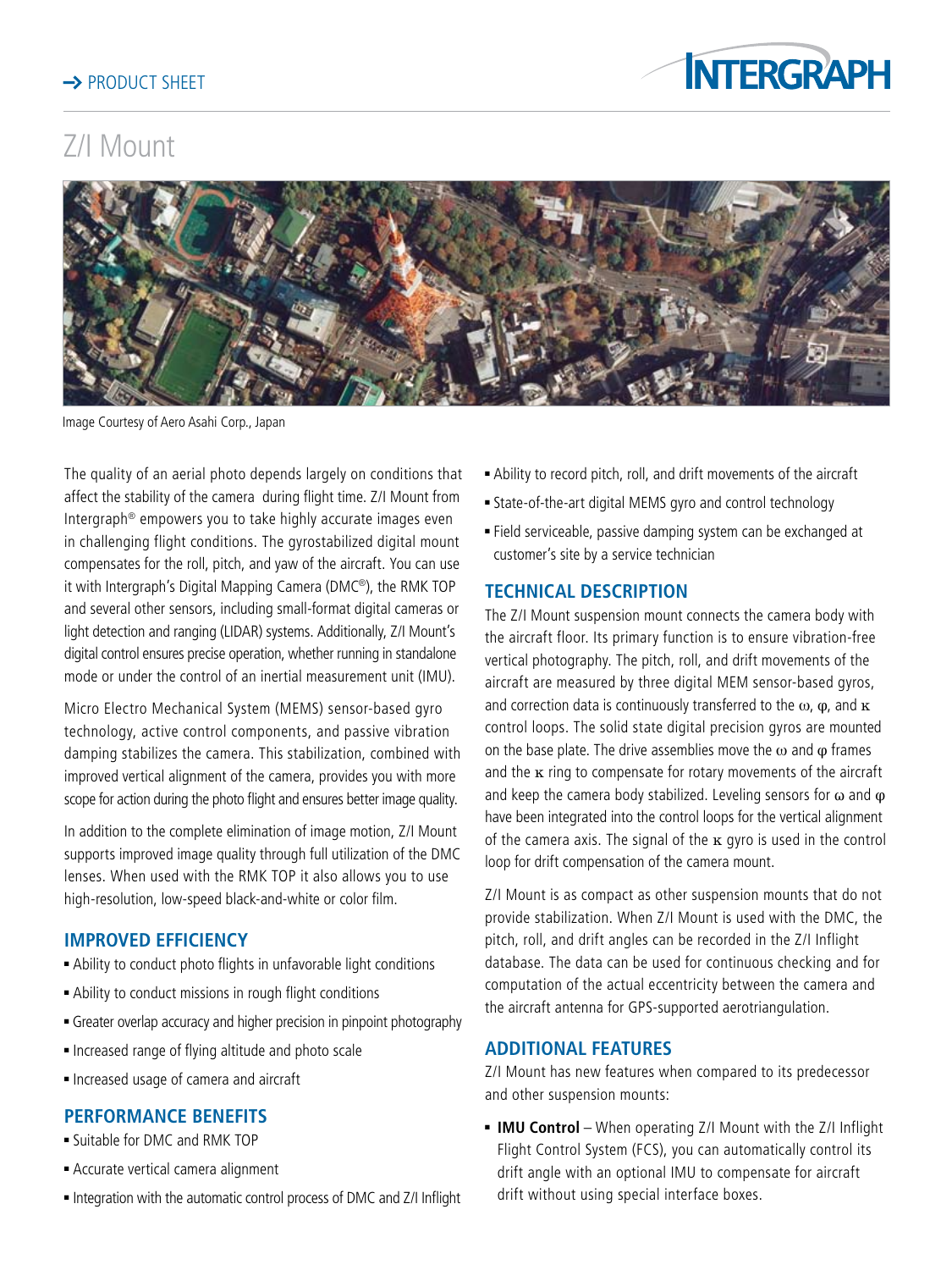→ PRODUCT SHEET

# Z/I Mount

Image Courtesy of Aero Asahi Corp., Japan

The quality of an aerial photo depends largely on conditions that affect the stability of the camera during flight time. Z/I Mount from Intergraph® empowers you to take highly accurate images even in challenging flight conditions. The gyrostabilized digital mount compensates for the roll, pitch, and yaw of the aircraft. You can use it with Intergraph's Digital Mapping Camera (DMC®), the RMK TOP and several other sensors, including small-format digital cameras or light detection and ranging (LIDAR) systems. Additionally, Z/I Mount's digital control ensures precise operation, whether running in standalone mode or under the control of an inertial measurement unit (IMU).

Micro Electro Mechanical System (MEMS) sensor-based gyro technology, active control components, and passive vibration damping stabilizes the camera. This stabilization, combined with improved vertical alignment of the camera, provides you with more scope for action during the photo flight and ensures better image quality.

In addition to the complete elimination of image motion, Z/I Mount supports improved image quality through full utilization of the DMC lenses. When used with the RMK TOP it also allows you to use high-resolution, low-speed black-and-white or color film.

## IMPROVED EFFICIENCY

- Ability to conduct photo flights in unfavorable light conditions
- Ability to conduct missions in rough flight conditions
- Greater overlap accuracy and higher precision in pinpoint photography
- Increased range of flying altitude and photo scale
- Increased usage of camera and aircraft

## PERFORMANCE BENEFITS

- Suitable for DMC and RMK TOP
- Accurate vertical camera alignment
- Integration with the automatic control process of DMC and Z/I Inflight
- Ability to record pitch, roll, and drift movements of the aircraft
- State-of-the-art digital MEMS gyro and control technology
- Field serviceable, passive damping system can be exchanged at customer's site by a service technician

## TECHNICAL DESCRIPTION

The Z/I Mount suspension mount connects the camera body with the aircraft floor. Its primary function is to ensure vibration-free vertical photography. The pitch, roll, and drift movements of the aircraft are measured by three digital MEM sensor-based gyros, and correction data is continuously transferred to the $\omega$, $\varphi$, and $\kappa$ control loops. The solid state digital precision gyros are mounted on the base plate. The drive assemblies move the $\omega$ and $\varphi$ frames and the $\kappa$ ring to compensate for rotary movements of the aircraft and keep the camera body stabilized. Leveling sensors for $\omega$ and $\varphi$ have been integrated into the control loops for the vertical alignment of the camera axis. The signal of the $\kappa$ gyro is used in the control loop for drift compensation of the camera mount.

Z/I Mount is as compact as other suspension mounts that do not provide stabilization. When Z/I Mount is used with the DMC, the pitch, roll, and drift angles can be recorded in the Z/I Inflight database. The data can be used for continuous checking and for computation of the actual eccentricity between the camera and the aircraft antenna for GPS-supported aerotriangulation.

## ADDITIONAL FEATURES

Z/I Mount has new features when compared to its predecessor and other suspension mounts:

- **IMU Control** – When operating Z/I Mount with the Z/I Inflight Flight Control System (FCS), you can automatically control its drift angle with an optional IMU to compensate for aircraft drift without using special interface boxes.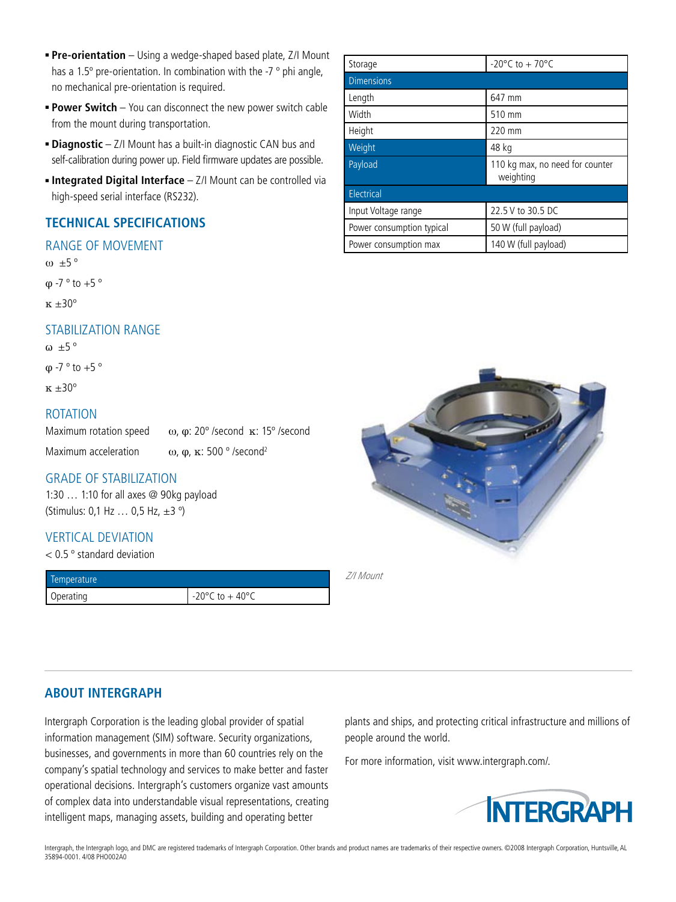- **Pre-orientation** – Using a wedge-shaped based plate, Z/I Mount has a 1.5° pre-orientation. In combination with the -7 ° phi angle, no mechanical pre-orientation is required.
- **Power Switch** – You can disconnect the new power switch cable from the mount during transportation.
- **Diagnostic** – Z/I Mount has a built-in diagnostic CAN bus and self-calibration during power up. Field firmware updates are possible.
- **Integrated Digital Interface** – Z/I Mount can be controlled via high-speed serial interface (RS232).

## TECHNICAL SPECIFICATIONS

### RANGE OF MOVEMENT

ω ±5 °

φ -7 ° to +5 °

κ ±30°

### STABILIZATION RANGE

ω ±5 °

φ -7 ° to +5 °

κ ±30°

### ROTATION

| | |
|---|---|
| Maximum rotation speed | ω, φ: 20° /second κ: 15° /second |
| Maximum acceleration | ω, φ, κ: 500 ° /second$^2$ |

### GRADE OF STABILIZATION

1:30 … 1:10 for all axes @ 90kg payload
(Stimulus: 0,1 Hz … 0,5 Hz, ±3 °)

### VERTICAL DEVIATION

< 0.5 ° standard deviation

| Temperature | |
|---|---|
| Operating | -20°C to + 40°C |
| Storage | -20°C to + 70°C |
| **Dimensions** | |
| Length | 647 mm |
| Width | 510 mm |
| Height | 220 mm |
| **Weight** | 48 kg |
| **Payload** | 110 kg max, no need for counter weighting |
| **Electrical** | |
| Input Voltage range | 22.5 V to 30.5 DC |
| Power consumption typical | 50 W (full payload) |
| Power consumption max | 140 W (full payload) |

*Z/I Mount*

## ABOUT INTERGRAPH

Intergraph Corporation is the leading global provider of spatial information management (SIM) software. Security organizations, businesses, and governments in more than 60 countries rely on the company's spatial technology and services to make better and faster operational decisions. Intergraph's customers organize vast amounts of complex data into understandable visual representations, creating intelligent maps, managing assets, building and operating better plants and ships, and protecting critical infrastructure and millions of people around the world.

For more information, visit www.intergraph.com/.

INTERGRAPH

Intergraph, the Intergraph logo, and DMC are registered trademarks of Intergraph Corporation. Other brands and product names are trademarks of their respective owners. ©2008 Intergraph Corporation, Huntsville, AL 35894-0001. 4/08 PHO002A0